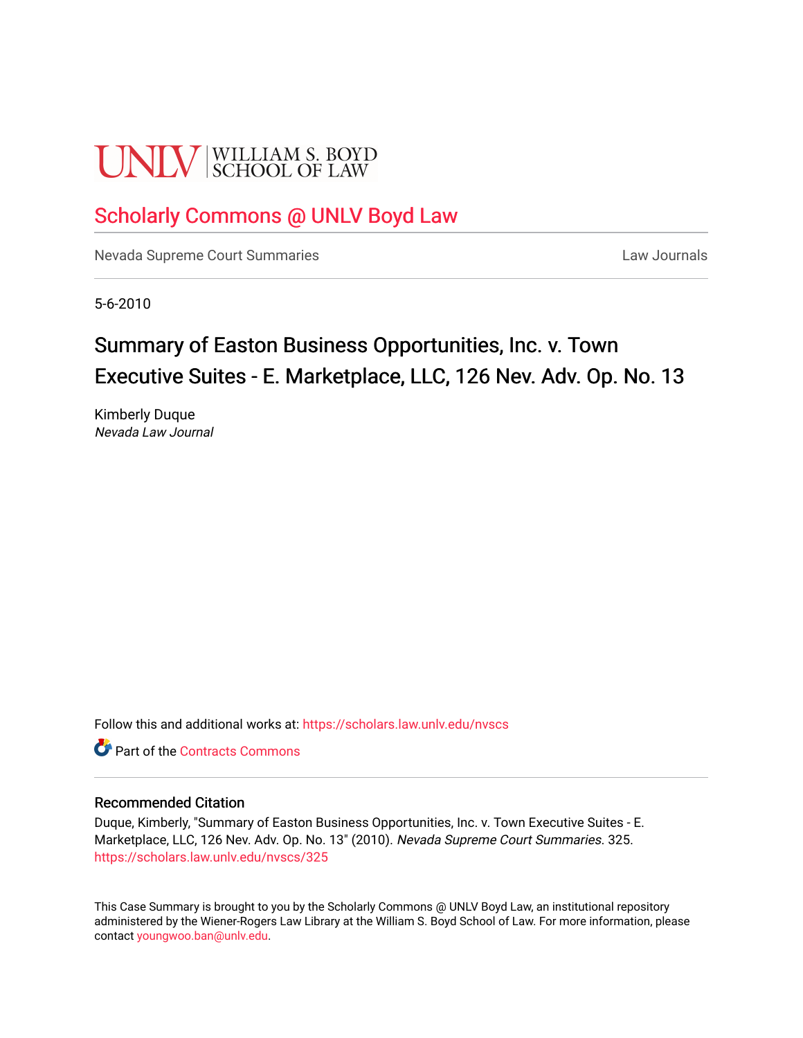UNLV | WILLIAM S. BOYD SCHOOL OF LAW

## Scholarly Commons @ UNLV Boyd Law

Nevada Supreme Court Summaries

Law Journals

5-6-2010

# Summary of Easton Business Opportunities, Inc. v. Town Executive Suites - E. Marketplace, LLC, 126 Nev. Adv. Op. No. 13

Kimberly Duque
*Nevada Law Journal*

Follow this and additional works at: https://scholars.law.unlv.edu/nvscs

Part of the Contracts Commons

### Recommended Citation

Duque, Kimberly, "Summary of Easton Business Opportunities, Inc. v. Town Executive Suites - E. Marketplace, LLC, 126 Nev. Adv. Op. No. 13" (2010). *Nevada Supreme Court Summaries*. 325.
https://scholars.law.unlv.edu/nvscs/325

This Case Summary is brought to you by the Scholarly Commons @ UNLV Boyd Law, an institutional repository administered by the Wiener-Rogers Law Library at the William S. Boyd School of Law. For more information, please contact youngwoo.ban@unlv.edu.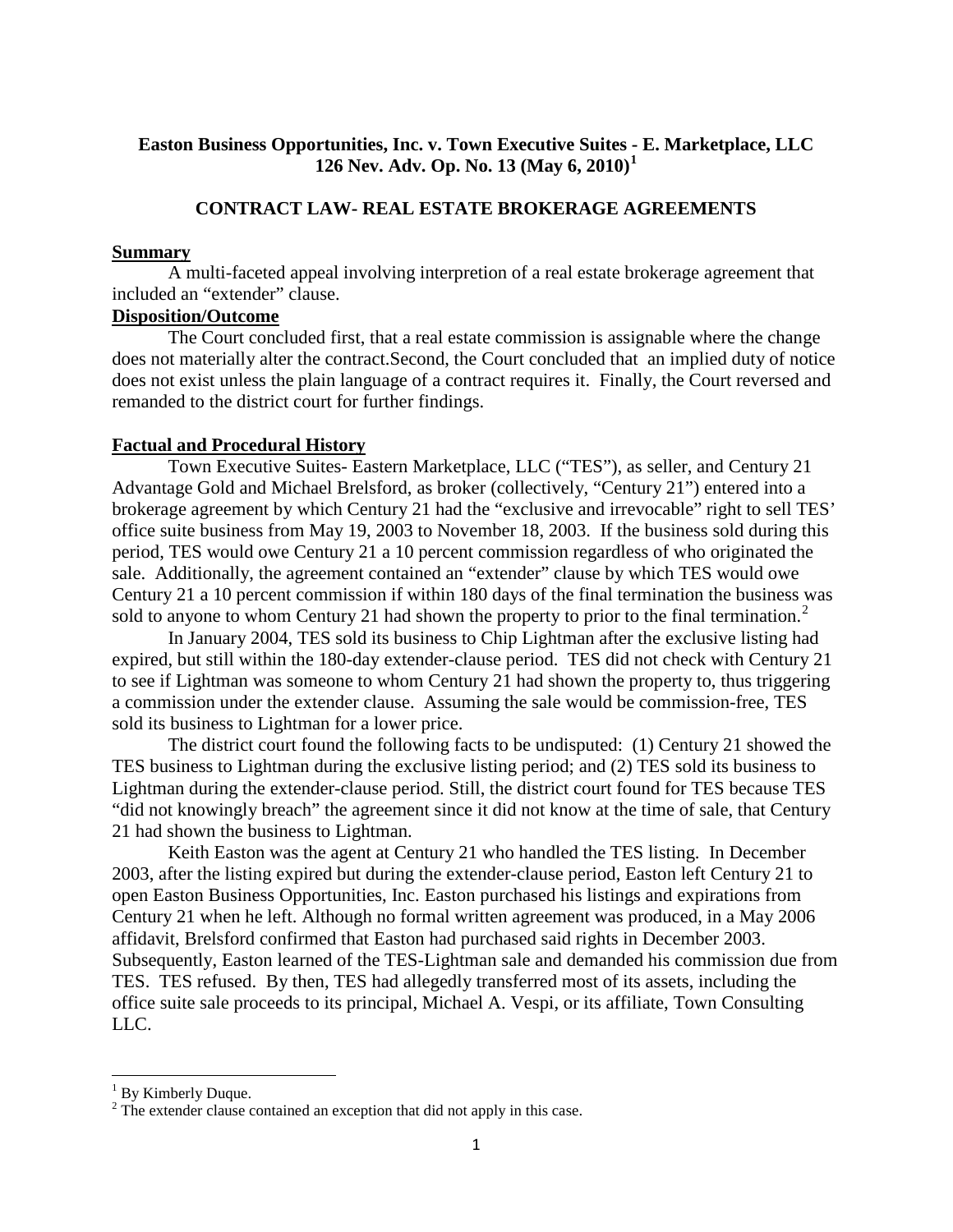**Easton Business Opportunities, Inc. v. Town Executive Suites - E. Marketplace, LLC**
**126 Nev. Adv. Op. No. 13 (May 6, 2010)[1]**

**CONTRACT LAW- REAL ESTATE BROKERAGE AGREEMENTS**

**Summary**

A multi-faceted appeal involving interpretion of a real estate brokerage agreement that included an "extender" clause.

**Disposition/Outcome**

The Court concluded first, that a real estate commission is assignable where the change does not materially alter the contract.Second, the Court concluded that an implied duty of notice does not exist unless the plain language of a contract requires it. Finally, the Court reversed and remanded to the district court for further findings.

**Factual and Procedural History**

Town Executive Suites- Eastern Marketplace, LLC ("TES"), as seller, and Century 21 Advantage Gold and Michael Brelsford, as broker (collectively, "Century 21") entered into a brokerage agreement by which Century 21 had the "exclusive and irrevocable" right to sell TES' office suite business from May 19, 2003 to November 18, 2003. If the business sold during this period, TES would owe Century 21 a 10 percent commission regardless of who originated the sale. Additionally, the agreement contained an "extender" clause by which TES would owe Century 21 a 10 percent commission if within 180 days of the final termination the business was sold to anyone to whom Century 21 had shown the property to prior to the final termination.[2]

In January 2004, TES sold its business to Chip Lightman after the exclusive listing had expired, but still within the 180-day extender-clause period. TES did not check with Century 21 to see if Lightman was someone to whom Century 21 had shown the property to, thus triggering a commission under the extender clause. Assuming the sale would be commission-free, TES sold its business to Lightman for a lower price.

The district court found the following facts to be undisputed: (1) Century 21 showed the TES business to Lightman during the exclusive listing period; and (2) TES sold its business to Lightman during the extender-clause period. Still, the district court found for TES because TES "did not knowingly breach" the agreement since it did not know at the time of sale, that Century 21 had shown the business to Lightman.

Keith Easton was the agent at Century 21 who handled the TES listing. In December 2003, after the listing expired but during the extender-clause period, Easton left Century 21 to open Easton Business Opportunities, Inc. Easton purchased his listings and expirations from Century 21 when he left. Although no formal written agreement was produced, in a May 2006 affidavit, Brelsford confirmed that Easton had purchased said rights in December 2003. Subsequently, Easton learned of the TES-Lightman sale and demanded his commission due from TES. TES refused. By then, TES had allegedly transferred most of its assets, including the office suite sale proceeds to its principal, Michael A. Vespi, or its affiliate, Town Consulting LLC.

---

[1] By Kimberly Duque.

[2] The extender clause contained an exception that did not apply in this case.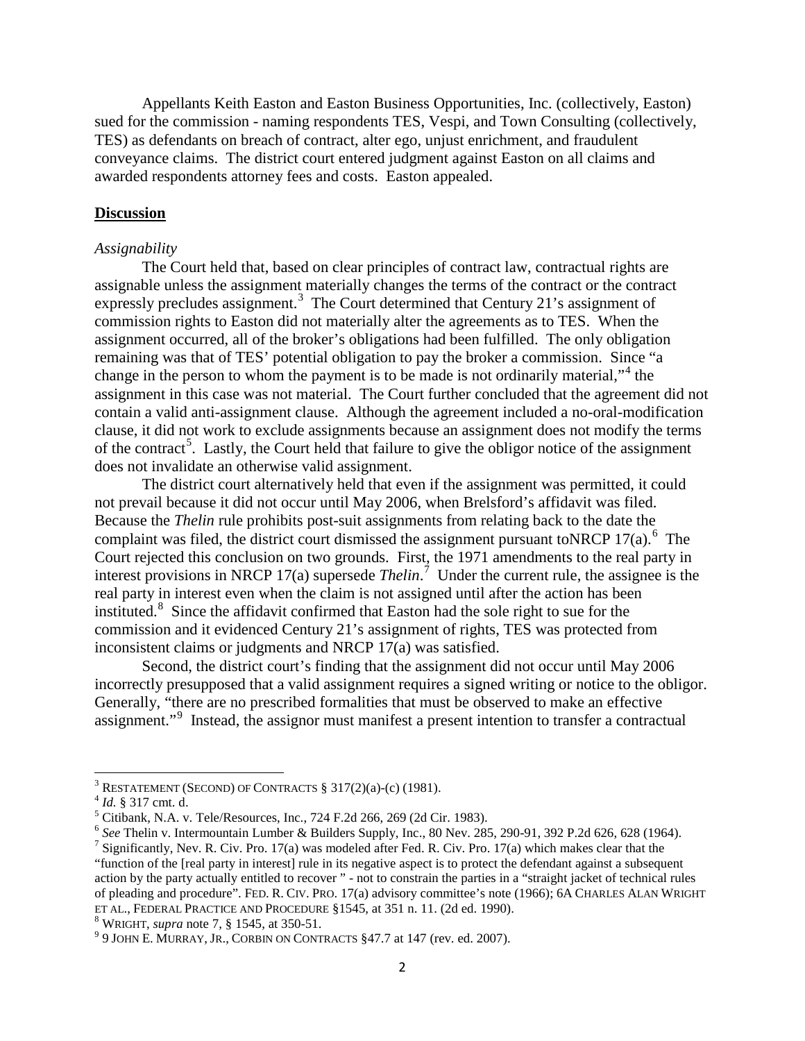Appellants Keith Easton and Easton Business Opportunities, Inc. (collectively, Easton) sued for the commission - naming respondents TES, Vespi, and Town Consulting (collectively, TES) as defendants on breach of contract, alter ego, unjust enrichment, and fraudulent conveyance claims. The district court entered judgment against Easton on all claims and awarded respondents attorney fees and costs. Easton appealed.

## Discussion

*Assignability*

The Court held that, based on clear principles of contract law, contractual rights are assignable unless the assignment materially changes the terms of the contract or the contract expressly precludes assignment.[3] The Court determined that Century 21's assignment of commission rights to Easton did not materially alter the agreements as to TES. When the assignment occurred, all of the broker's obligations had been fulfilled. The only obligation remaining was that of TES' potential obligation to pay the broker a commission. Since "a change in the person to whom the payment is to be made is not ordinarily material,"[4] the assignment in this case was not material. The Court further concluded that the agreement did not contain a valid anti-assignment clause. Although the agreement included a no-oral-modification clause, it did not work to exclude assignments because an assignment does not modify the terms of the contract[5]. Lastly, the Court held that failure to give the obligor notice of the assignment does not invalidate an otherwise valid assignment.

The district court alternatively held that even if the assignment was permitted, it could not prevail because it did not occur until May 2006, when Brelsford's affidavit was filed. Because the *Thelin* rule prohibits post-suit assignments from relating back to the date the complaint was filed, the district court dismissed the assignment pursuant toNRCP 17(a).[6] The Court rejected this conclusion on two grounds. First, the 1971 amendments to the real party in interest provisions in NRCP 17(a) supersede *Thelin*.[7] Under the current rule, the assignee is the real party in interest even when the claim is not assigned until after the action has been instituted.[8] Since the affidavit confirmed that Easton had the sole right to sue for the commission and it evidenced Century 21's assignment of rights, TES was protected from inconsistent claims or judgments and NRCP 17(a) was satisfied.

Second, the district court's finding that the assignment did not occur until May 2006 incorrectly presupposed that a valid assignment requires a signed writing or notice to the obligor. Generally, "there are no prescribed formalities that must be observed to make an effective assignment."[9] Instead, the assignor must manifest a present intention to transfer a contractual

---

[3] RESTATEMENT (SECOND) OF CONTRACTS § 317(2)(a)-(c) (1981).

[4] *Id.* § 317 cmt. d.

[5] Citibank, N.A. v. Tele/Resources, Inc., 724 F.2d 266, 269 (2d Cir. 1983).

[6] *See* Thelin v. Intermountain Lumber & Builders Supply, Inc., 80 Nev. 285, 290-91, 392 P.2d 626, 628 (1964).

[7] Significantly, Nev. R. Civ. Pro. 17(a) was modeled after Fed. R. Civ. Pro. 17(a) which makes clear that the "function of the [real party in interest] rule in its negative aspect is to protect the defendant against a subsequent action by the party actually entitled to recover " - not to constrain the parties in a "straight jacket of technical rules of pleading and procedure". FED. R. CIV. PRO. 17(a) advisory committee's note (1966); 6A CHARLES ALAN WRIGHT ET AL., FEDERAL PRACTICE AND PROCEDURE §1545, at 351 n. 11. (2d ed. 1990).

[8] WRIGHT, *supra* note 7, § 1545, at 350-51.

[9] 9 JOHN E. MURRAY, JR., CORBIN ON CONTRACTS §47.7 at 147 (rev. ed. 2007).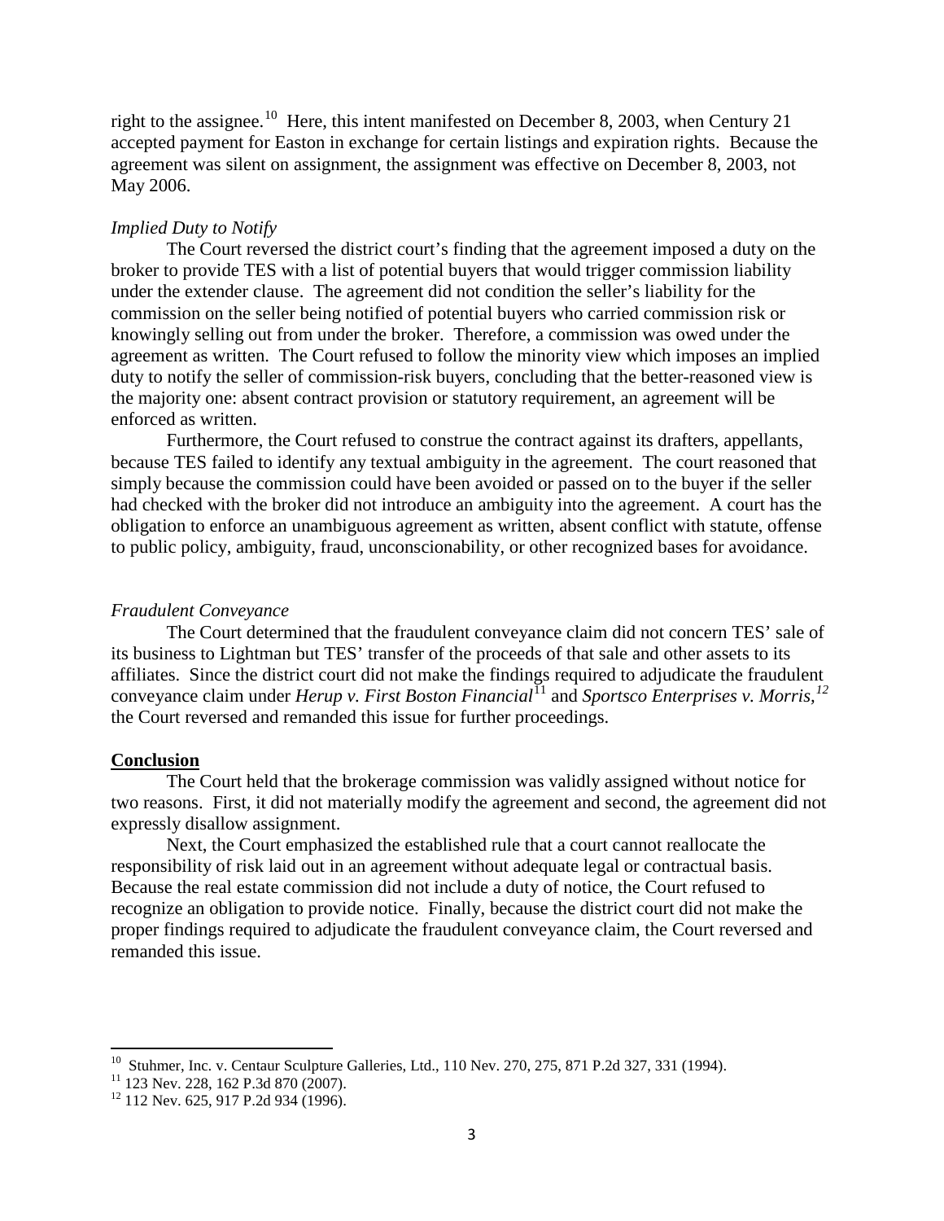right to the assignee.[10] Here, this intent manifested on December 8, 2003, when Century 21 accepted payment for Easton in exchange for certain listings and expiration rights. Because the agreement was silent on assignment, the assignment was effective on December 8, 2003, not May 2006.

*Implied Duty to Notify*

The Court reversed the district court's finding that the agreement imposed a duty on the broker to provide TES with a list of potential buyers that would trigger commission liability under the extender clause. The agreement did not condition the seller's liability for the commission on the seller being notified of potential buyers who carried commission risk or knowingly selling out from under the broker. Therefore, a commission was owed under the agreement as written. The Court refused to follow the minority view which imposes an implied duty to notify the seller of commission-risk buyers, concluding that the better-reasoned view is the majority one: absent contract provision or statutory requirement, an agreement will be enforced as written.

Furthermore, the Court refused to construe the contract against its drafters, appellants, because TES failed to identify any textual ambiguity in the agreement. The court reasoned that simply because the commission could have been avoided or passed on to the buyer if the seller had checked with the broker did not introduce an ambiguity into the agreement. A court has the obligation to enforce an unambiguous agreement as written, absent conflict with statute, offense to public policy, ambiguity, fraud, unconscionability, or other recognized bases for avoidance.

*Fraudulent Conveyance*

The Court determined that the fraudulent conveyance claim did not concern TES' sale of its business to Lightman but TES' transfer of the proceeds of that sale and other assets to its affiliates. Since the district court did not make the findings required to adjudicate the fraudulent conveyance claim under *Herup v. First Boston Financial*[11] and *Sportsco Enterprises v. Morris*,[12] the Court reversed and remanded this issue for further proceedings.

**Conclusion**

The Court held that the brokerage commission was validly assigned without notice for two reasons. First, it did not materially modify the agreement and second, the agreement did not expressly disallow assignment.

Next, the Court emphasized the established rule that a court cannot reallocate the responsibility of risk laid out in an agreement without adequate legal or contractual basis. Because the real estate commission did not include a duty of notice, the Court refused to recognize an obligation to provide notice. Finally, because the district court did not make the proper findings required to adjudicate the fraudulent conveyance claim, the Court reversed and remanded this issue.

---

[10] Stuhmer, Inc. v. Centaur Sculpture Galleries, Ltd., 110 Nev. 270, 275, 871 P.2d 327, 331 (1994).

[11] 123 Nev. 228, 162 P.3d 870 (2007).

[12] 112 Nev. 625, 917 P.2d 934 (1996).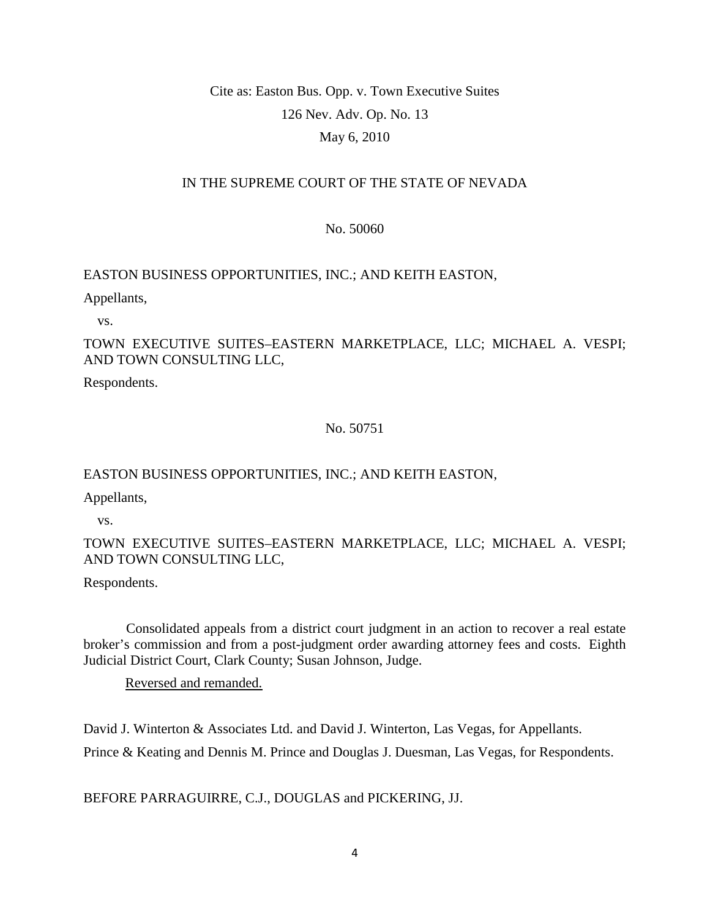Cite as: Easton Bus. Opp. v. Town Executive Suites

126 Nev. Adv. Op. No. 13

May 6, 2010

IN THE SUPREME COURT OF THE STATE OF NEVADA

No. 50060

EASTON BUSINESS OPPORTUNITIES, INC.; AND KEITH EASTON,

Appellants,

vs.

TOWN EXECUTIVE SUITES–EASTERN MARKETPLACE, LLC; MICHAEL A. VESPI; AND TOWN CONSULTING LLC,

Respondents.

No. 50751

EASTON BUSINESS OPPORTUNITIES, INC.; AND KEITH EASTON,

Appellants,

vs.

TOWN EXECUTIVE SUITES–EASTERN MARKETPLACE, LLC; MICHAEL A. VESPI; AND TOWN CONSULTING LLC,

Respondents.

Consolidated appeals from a district court judgment in an action to recover a real estate broker's commission and from a post-judgment order awarding attorney fees and costs. Eighth Judicial District Court, Clark County; Susan Johnson, Judge.

Reversed and remanded.

David J. Winterton & Associates Ltd. and David J. Winterton, Las Vegas, for Appellants.

Prince & Keating and Dennis M. Prince and Douglas J. Duesman, Las Vegas, for Respondents.

BEFORE PARRAGUIRRE, C.J., DOUGLAS and PICKERING, JJ.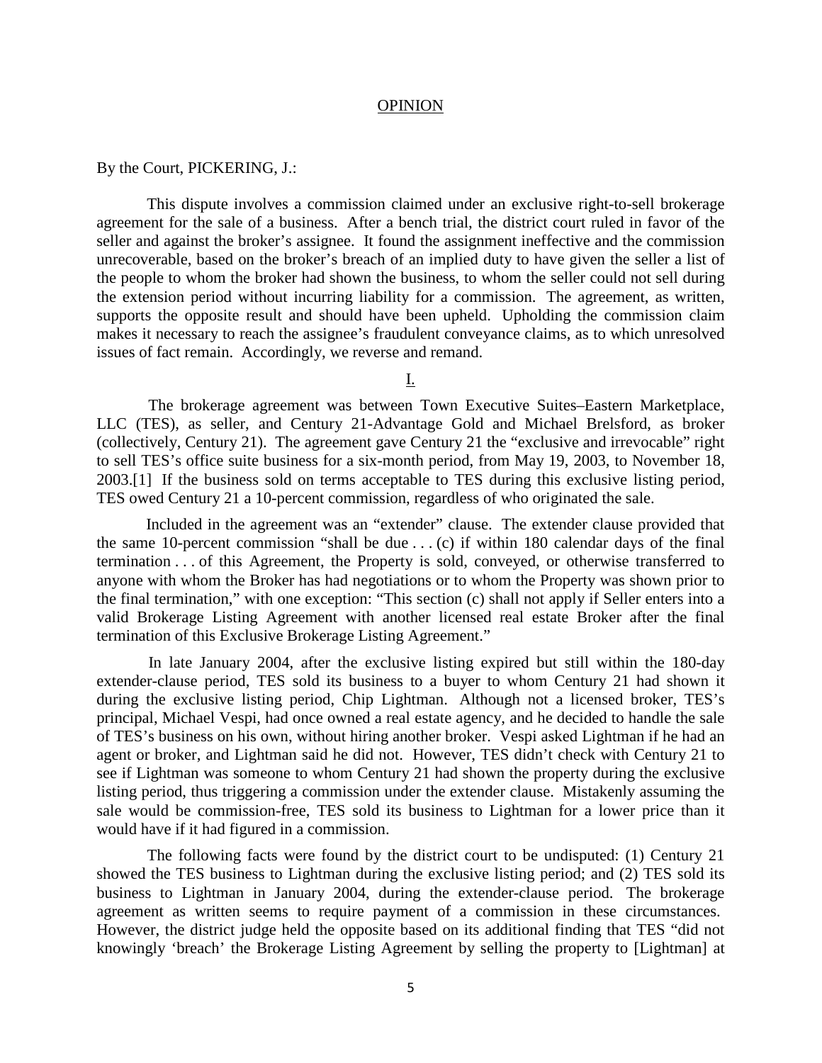# OPINION

By the Court, PICKERING, J.:

This dispute involves a commission claimed under an exclusive right-to-sell brokerage agreement for the sale of a business. After a bench trial, the district court ruled in favor of the seller and against the broker's assignee. It found the assignment ineffective and the commission unrecoverable, based on the broker's breach of an implied duty to have given the seller a list of the people to whom the broker had shown the business, to whom the seller could not sell during the extension period without incurring liability for a commission. The agreement, as written, supports the opposite result and should have been upheld. Upholding the commission claim makes it necessary to reach the assignee's fraudulent conveyance claims, as to which unresolved issues of fact remain. Accordingly, we reverse and remand.

## I.

The brokerage agreement was between Town Executive Suites–Eastern Marketplace, LLC (TES), as seller, and Century 21-Advantage Gold and Michael Brelsford, as broker (collectively, Century 21). The agreement gave Century 21 the "exclusive and irrevocable" right to sell TES's office suite business for a six-month period, from May 19, 2003, to November 18, 2003.[1] If the business sold on terms acceptable to TES during this exclusive listing period, TES owed Century 21 a 10-percent commission, regardless of who originated the sale.

Included in the agreement was an "extender" clause. The extender clause provided that the same 10-percent commission "shall be due . . . (c) if within 180 calendar days of the final termination . . . of this Agreement, the Property is sold, conveyed, or otherwise transferred to anyone with whom the Broker has had negotiations or to whom the Property was shown prior to the final termination," with one exception: "This section (c) shall not apply if Seller enters into a valid Brokerage Listing Agreement with another licensed real estate Broker after the final termination of this Exclusive Brokerage Listing Agreement."

In late January 2004, after the exclusive listing expired but still within the 180-day extender-clause period, TES sold its business to a buyer to whom Century 21 had shown it during the exclusive listing period, Chip Lightman. Although not a licensed broker, TES's principal, Michael Vespi, had once owned a real estate agency, and he decided to handle the sale of TES's business on his own, without hiring another broker. Vespi asked Lightman if he had an agent or broker, and Lightman said he did not. However, TES didn't check with Century 21 to see if Lightman was someone to whom Century 21 had shown the property during the exclusive listing period, thus triggering a commission under the extender clause. Mistakenly assuming the sale would be commission-free, TES sold its business to Lightman for a lower price than it would have if it had figured in a commission.

The following facts were found by the district court to be undisputed: (1) Century 21 showed the TES business to Lightman during the exclusive listing period; and (2) TES sold its business to Lightman in January 2004, during the extender-clause period. The brokerage agreement as written seems to require payment of a commission in these circumstances. However, the district judge held the opposite based on its additional finding that TES "did not knowingly 'breach' the Brokerage Listing Agreement by selling the property to [Lightman] at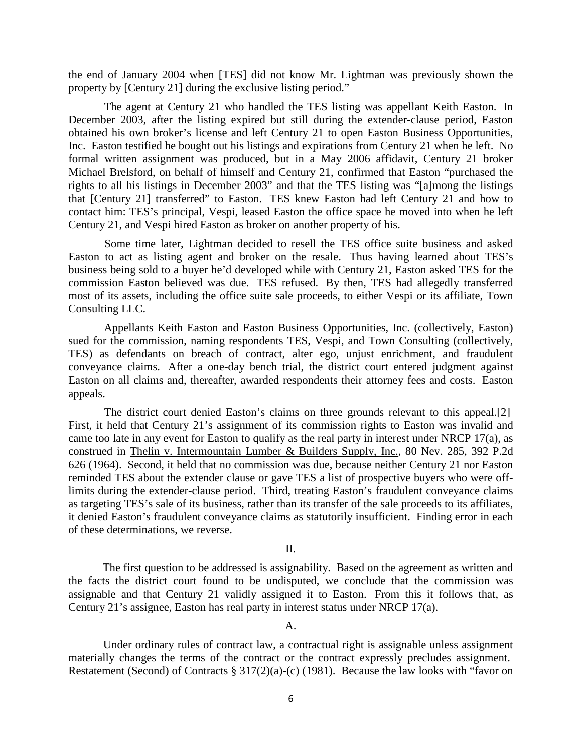the end of January 2004 when [TES] did not know Mr. Lightman was previously shown the property by [Century 21] during the exclusive listing period."

The agent at Century 21 who handled the TES listing was appellant Keith Easton. In December 2003, after the listing expired but still during the extender-clause period, Easton obtained his own broker's license and left Century 21 to open Easton Business Opportunities, Inc. Easton testified he bought out his listings and expirations from Century 21 when he left. No formal written assignment was produced, but in a May 2006 affidavit, Century 21 broker Michael Brelsford, on behalf of himself and Century 21, confirmed that Easton "purchased the rights to all his listings in December 2003" and that the TES listing was "[a]mong the listings that [Century 21] transferred" to Easton. TES knew Easton had left Century 21 and how to contact him: TES's principal, Vespi, leased Easton the office space he moved into when he left Century 21, and Vespi hired Easton as broker on another property of his.

Some time later, Lightman decided to resell the TES office suite business and asked Easton to act as listing agent and broker on the resale. Thus having learned about TES's business being sold to a buyer he'd developed while with Century 21, Easton asked TES for the commission Easton believed was due. TES refused. By then, TES had allegedly transferred most of its assets, including the office suite sale proceeds, to either Vespi or its affiliate, Town Consulting LLC.

Appellants Keith Easton and Easton Business Opportunities, Inc. (collectively, Easton) sued for the commission, naming respondents TES, Vespi, and Town Consulting (collectively, TES) as defendants on breach of contract, alter ego, unjust enrichment, and fraudulent conveyance claims. After a one-day bench trial, the district court entered judgment against Easton on all claims and, thereafter, awarded respondents their attorney fees and costs. Easton appeals.

The district court denied Easton's claims on three grounds relevant to this appeal.[2] First, it held that Century 21's assignment of its commission rights to Easton was invalid and came too late in any event for Easton to qualify as the real party in interest under NRCP 17(a), as construed in Thelin v. Intermountain Lumber & Builders Supply, Inc., 80 Nev. 285, 392 P.2d 626 (1964). Second, it held that no commission was due, because neither Century 21 nor Easton reminded TES about the extender clause or gave TES a list of prospective buyers who were off-limits during the extender-clause period. Third, treating Easton's fraudulent conveyance claims as targeting TES's sale of its business, rather than its transfer of the sale proceeds to its affiliates, it denied Easton's fraudulent conveyance claims as statutorily insufficient. Finding error in each of these determinations, we reverse.

## II.

The first question to be addressed is assignability. Based on the agreement as written and the facts the district court found to be undisputed, we conclude that the commission was assignable and that Century 21 validly assigned it to Easton. From this it follows that, as Century 21's assignee, Easton has real party in interest status under NRCP 17(a).

### A.

Under ordinary rules of contract law, a contractual right is assignable unless assignment materially changes the terms of the contract or the contract expressly precludes assignment. Restatement (Second) of Contracts § 317(2)(a)-(c) (1981). Because the law looks with "favor on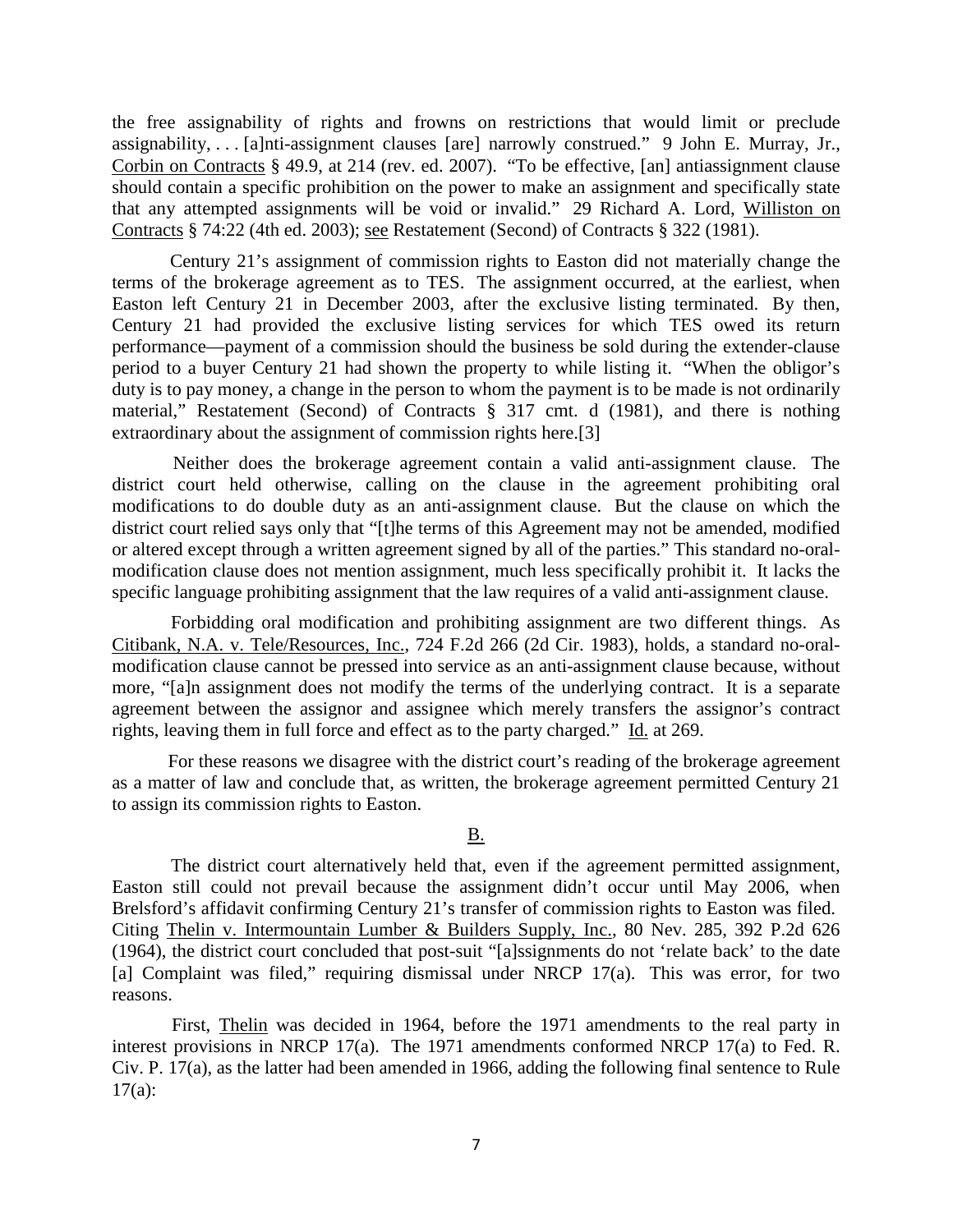the free assignability of rights and frowns on restrictions that would limit or preclude assignability, . . . [a]nti-assignment clauses [are] narrowly construed." 9 John E. Murray, Jr., Corbin on Contracts § 49.9, at 214 (rev. ed. 2007). "To be effective, [an] antiassignment clause should contain a specific prohibition on the power to make an assignment and specifically state that any attempted assignments will be void or invalid." 29 Richard A. Lord, Williston on Contracts § 74:22 (4th ed. 2003); see Restatement (Second) of Contracts § 322 (1981).

Century 21's assignment of commission rights to Easton did not materially change the terms of the brokerage agreement as to TES. The assignment occurred, at the earliest, when Easton left Century 21 in December 2003, after the exclusive listing terminated. By then, Century 21 had provided the exclusive listing services for which TES owed its return performance—payment of a commission should the business be sold during the extender-clause period to a buyer Century 21 had shown the property to while listing it. "When the obligor's duty is to pay money, a change in the person to whom the payment is to be made is not ordinarily material," Restatement (Second) of Contracts § 317 cmt. d (1981), and there is nothing extraordinary about the assignment of commission rights here.[3]

Neither does the brokerage agreement contain a valid anti-assignment clause. The district court held otherwise, calling on the clause in the agreement prohibiting oral modifications to do double duty as an anti-assignment clause. But the clause on which the district court relied says only that "[t]he terms of this Agreement may not be amended, modified or altered except through a written agreement signed by all of the parties." This standard no-oral-modification clause does not mention assignment, much less specifically prohibit it. It lacks the specific language prohibiting assignment that the law requires of a valid anti-assignment clause.

Forbidding oral modification and prohibiting assignment are two different things. As Citibank, N.A. v. Tele/Resources, Inc., 724 F.2d 266 (2d Cir. 1983), holds, a standard no-oral-modification clause cannot be pressed into service as an anti-assignment clause because, without more, "[a]n assignment does not modify the terms of the underlying contract. It is a separate agreement between the assignor and assignee which merely transfers the assignor's contract rights, leaving them in full force and effect as to the party charged." Id. at 269.

For these reasons we disagree with the district court's reading of the brokerage agreement as a matter of law and conclude that, as written, the brokerage agreement permitted Century 21 to assign its commission rights to Easton.

## B.

The district court alternatively held that, even if the agreement permitted assignment, Easton still could not prevail because the assignment didn't occur until May 2006, when Brelsford's affidavit confirming Century 21's transfer of commission rights to Easton was filed. Citing Thelin v. Intermountain Lumber & Builders Supply, Inc., 80 Nev. 285, 392 P.2d 626 (1964), the district court concluded that post-suit "[a]ssignments do not 'relate back' to the date [a] Complaint was filed," requiring dismissal under NRCP 17(a). This was error, for two reasons.

First, Thelin was decided in 1964, before the 1971 amendments to the real party in interest provisions in NRCP 17(a). The 1971 amendments conformed NRCP 17(a) to Fed. R. Civ. P. 17(a), as the latter had been amended in 1966, adding the following final sentence to Rule 17(a):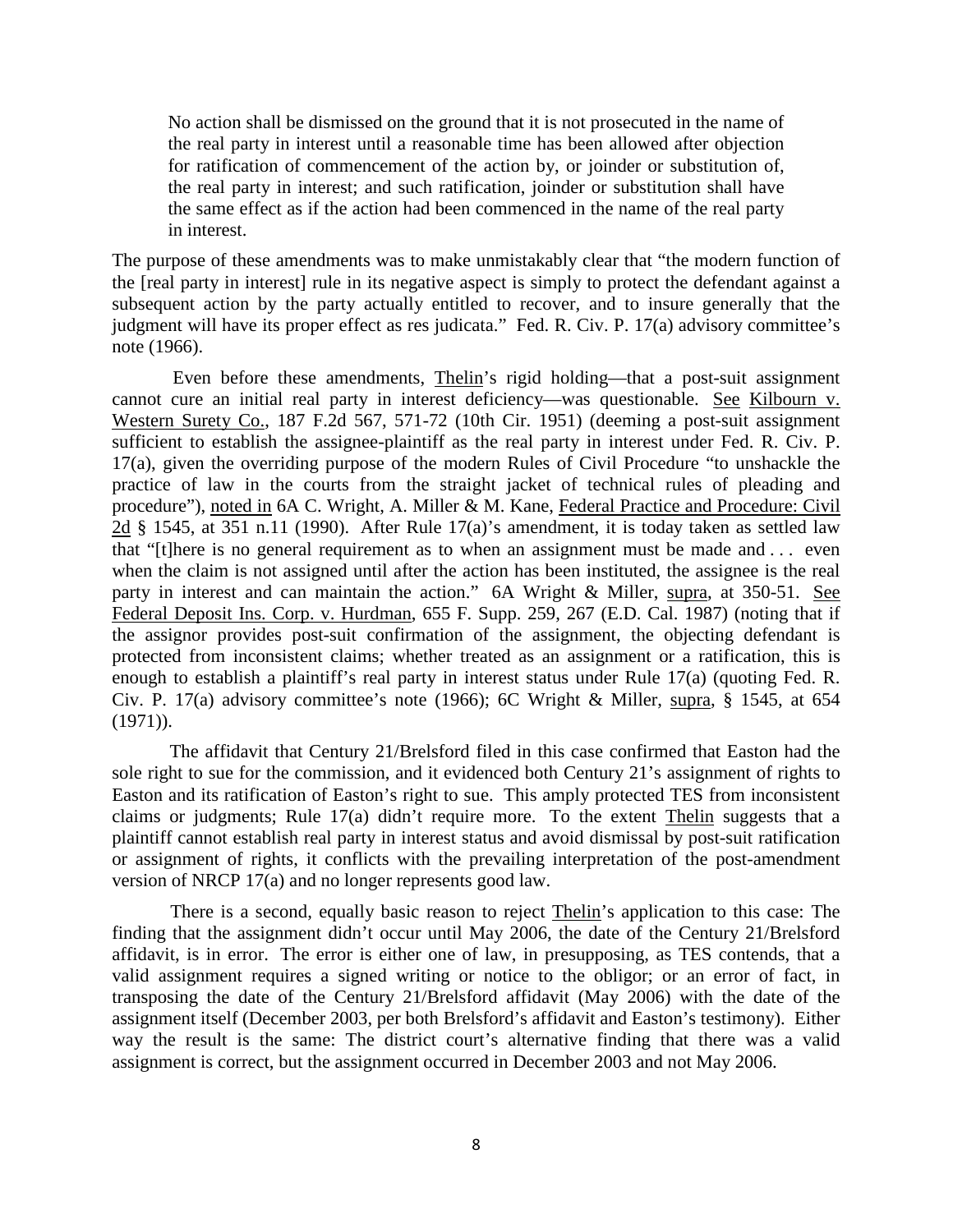> No action shall be dismissed on the ground that it is not prosecuted in the name of the real party in interest until a reasonable time has been allowed after objection for ratification of commencement of the action by, or joinder or substitution of, the real party in interest; and such ratification, joinder or substitution shall have the same effect as if the action had been commenced in the name of the real party in interest.

The purpose of these amendments was to make unmistakably clear that "the modern function of the [real party in interest] rule in its negative aspect is simply to protect the defendant against a subsequent action by the party actually entitled to recover, and to insure generally that the judgment will have its proper effect as res judicata." Fed. R. Civ. P. 17(a) advisory committee's note (1966).

Even before these amendments, Thelin's rigid holding—that a post-suit assignment cannot cure an initial real party in interest deficiency—was questionable. See Kilbourn v. Western Surety Co., 187 F.2d 567, 571-72 (10th Cir. 1951) (deeming a post-suit assignment sufficient to establish the assignee-plaintiff as the real party in interest under Fed. R. Civ. P. 17(a), given the overriding purpose of the modern Rules of Civil Procedure "to unshackle the practice of law in the courts from the straight jacket of technical rules of pleading and procedure"), noted in 6A C. Wright, A. Miller & M. Kane, Federal Practice and Procedure: Civil 2d § 1545, at 351 n.11 (1990). After Rule 17(a)'s amendment, it is today taken as settled law that "[t]here is no general requirement as to when an assignment must be made and . . . even when the claim is not assigned until after the action has been instituted, the assignee is the real party in interest and can maintain the action." 6A Wright & Miller, supra, at 350-51. See Federal Deposit Ins. Corp. v. Hurdman, 655 F. Supp. 259, 267 (E.D. Cal. 1987) (noting that if the assignor provides post-suit confirmation of the assignment, the objecting defendant is protected from inconsistent claims; whether treated as an assignment or a ratification, this is enough to establish a plaintiff's real party in interest status under Rule 17(a) (quoting Fed. R. Civ. P. 17(a) advisory committee's note (1966); 6C Wright & Miller, supra, § 1545, at 654 (1971)).

The affidavit that Century 21/Brelsford filed in this case confirmed that Easton had the sole right to sue for the commission, and it evidenced both Century 21's assignment of rights to Easton and its ratification of Easton's right to sue. This amply protected TES from inconsistent claims or judgments; Rule 17(a) didn't require more. To the extent Thelin suggests that a plaintiff cannot establish real party in interest status and avoid dismissal by post-suit ratification or assignment of rights, it conflicts with the prevailing interpretation of the post-amendment version of NRCP 17(a) and no longer represents good law.

There is a second, equally basic reason to reject Thelin's application to this case: The finding that the assignment didn't occur until May 2006, the date of the Century 21/Brelsford affidavit, is in error. The error is either one of law, in presupposing, as TES contends, that a valid assignment requires a signed writing or notice to the obligor; or an error of fact, in transposing the date of the Century 21/Brelsford affidavit (May 2006) with the date of the assignment itself (December 2003, per both Brelsford's affidavit and Easton's testimony). Either way the result is the same: The district court's alternative finding that there was a valid assignment is correct, but the assignment occurred in December 2003 and not May 2006.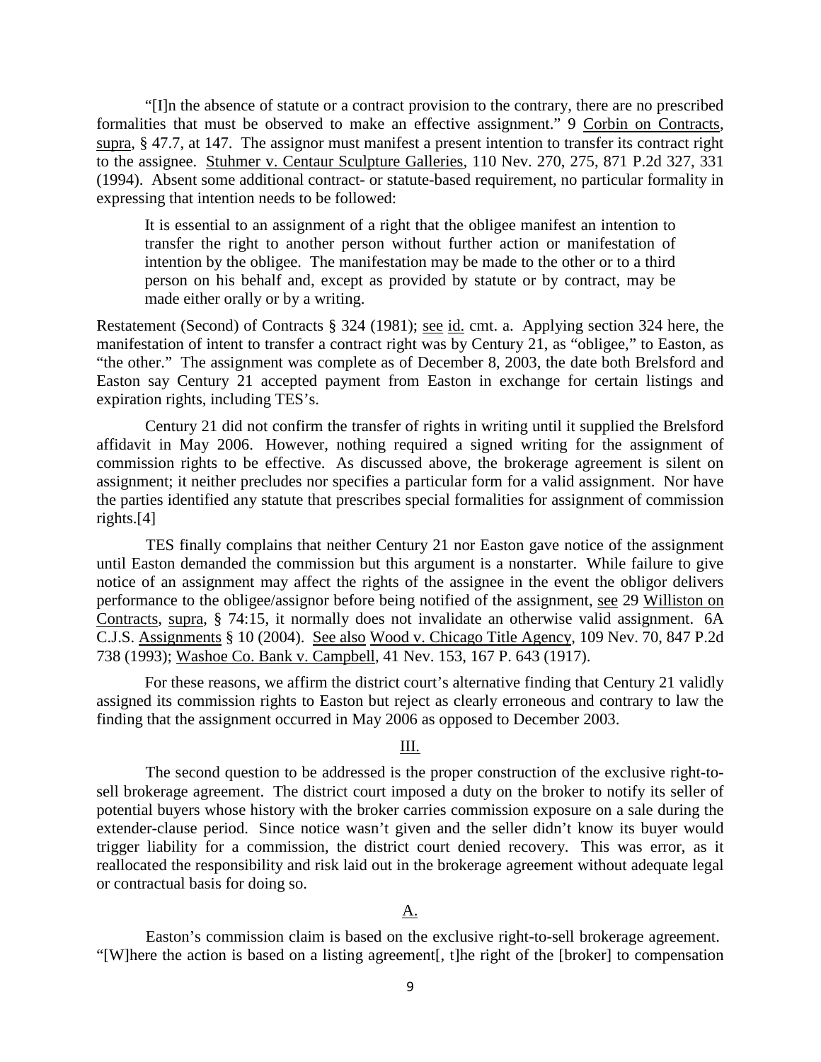"[I]n the absence of statute or a contract provision to the contrary, there are no prescribed formalities that must be observed to make an effective assignment." 9 Corbin on Contracts, supra, § 47.7, at 147. The assignor must manifest a present intention to transfer its contract right to the assignee. Stuhmer v. Centaur Sculpture Galleries, 110 Nev. 270, 275, 871 P.2d 327, 331 (1994). Absent some additional contract- or statute-based requirement, no particular formality in expressing that intention needs to be followed:

> It is essential to an assignment of a right that the obligee manifest an intention to transfer the right to another person without further action or manifestation of intention by the obligee. The manifestation may be made to the other or to a third person on his behalf and, except as provided by statute or by contract, may be made either orally or by a writing.

Restatement (Second) of Contracts § 324 (1981); see id. cmt. a. Applying section 324 here, the manifestation of intent to transfer a contract right was by Century 21, as "obligee," to Easton, as "the other." The assignment was complete as of December 8, 2003, the date both Brelsford and Easton say Century 21 accepted payment from Easton in exchange for certain listings and expiration rights, including TES's.

Century 21 did not confirm the transfer of rights in writing until it supplied the Brelsford affidavit in May 2006. However, nothing required a signed writing for the assignment of commission rights to be effective. As discussed above, the brokerage agreement is silent on assignment; it neither precludes nor specifies a particular form for a valid assignment. Nor have the parties identified any statute that prescribes special formalities for assignment of commission rights.[4]

TES finally complains that neither Century 21 nor Easton gave notice of the assignment until Easton demanded the commission but this argument is a nonstarter. While failure to give notice of an assignment may affect the rights of the assignee in the event the obligor delivers performance to the obligee/assignor before being notified of the assignment, see 29 Williston on Contracts, supra, § 74:15, it normally does not invalidate an otherwise valid assignment. 6A C.J.S. Assignments § 10 (2004). See also Wood v. Chicago Title Agency, 109 Nev. 70, 847 P.2d 738 (1993); Washoe Co. Bank v. Campbell, 41 Nev. 153, 167 P. 643 (1917).

For these reasons, we affirm the district court's alternative finding that Century 21 validly assigned its commission rights to Easton but reject as clearly erroneous and contrary to law the finding that the assignment occurred in May 2006 as opposed to December 2003.

## III.

The second question to be addressed is the proper construction of the exclusive right-to-sell brokerage agreement. The district court imposed a duty on the broker to notify its seller of potential buyers whose history with the broker carries commission exposure on a sale during the extender-clause period. Since notice wasn't given and the seller didn't know its buyer would trigger liability for a commission, the district court denied recovery. This was error, as it reallocated the responsibility and risk laid out in the brokerage agreement without adequate legal or contractual basis for doing so.

### A.

Easton's commission claim is based on the exclusive right-to-sell brokerage agreement. "[W]here the action is based on a listing agreement[, t]he right of the [broker] to compensation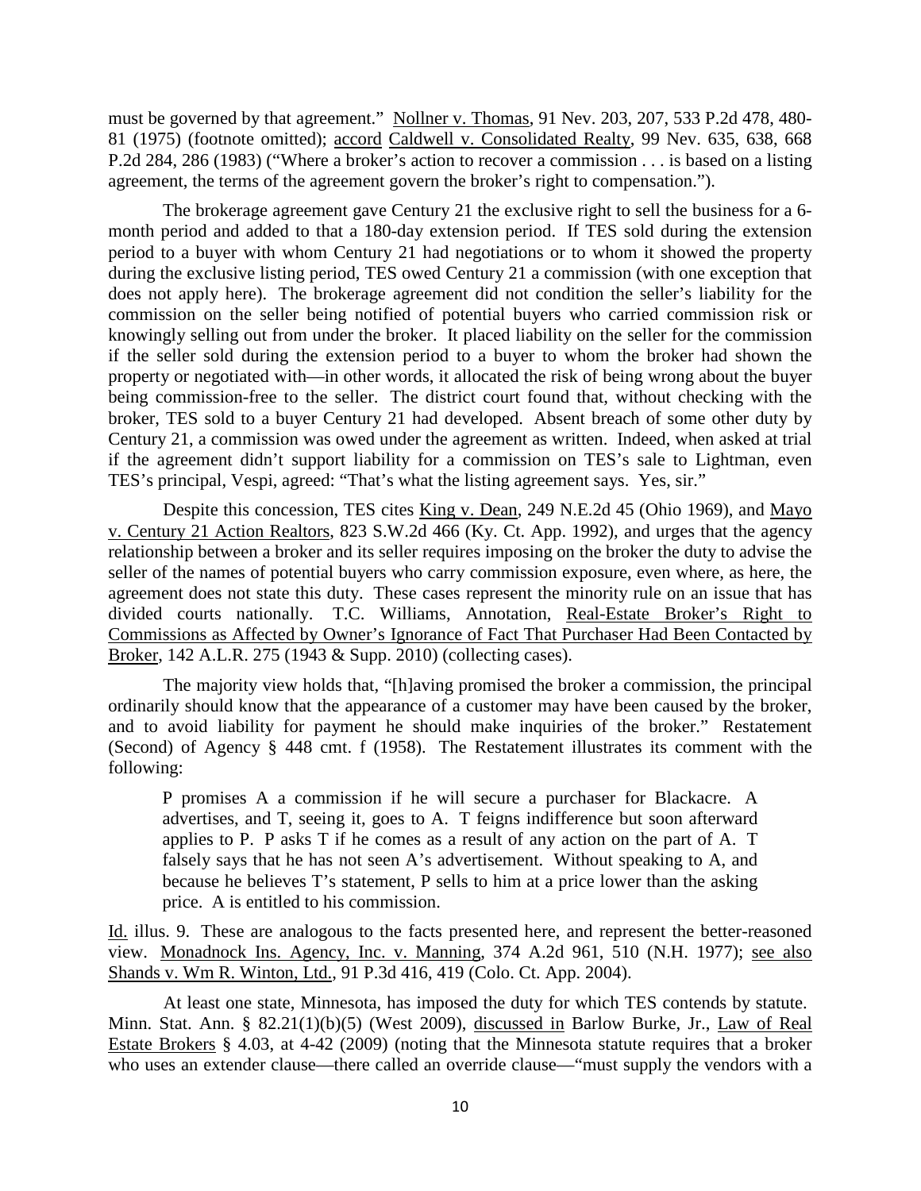must be governed by that agreement." Nollner v. Thomas, 91 Nev. 203, 207, 533 P.2d 478, 480-81 (1975) (footnote omitted); accord Caldwell v. Consolidated Realty, 99 Nev. 635, 638, 668 P.2d 284, 286 (1983) ("Where a broker's action to recover a commission . . . is based on a listing agreement, the terms of the agreement govern the broker's right to compensation.").

The brokerage agreement gave Century 21 the exclusive right to sell the business for a 6-month period and added to that a 180-day extension period. If TES sold during the extension period to a buyer with whom Century 21 had negotiations or to whom it showed the property during the exclusive listing period, TES owed Century 21 a commission (with one exception that does not apply here). The brokerage agreement did not condition the seller's liability for the commission on the seller being notified of potential buyers who carried commission risk or knowingly selling out from under the broker. It placed liability on the seller for the commission if the seller sold during the extension period to a buyer to whom the broker had shown the property or negotiated with—in other words, it allocated the risk of being wrong about the buyer being commission-free to the seller. The district court found that, without checking with the broker, TES sold to a buyer Century 21 had developed. Absent breach of some other duty by Century 21, a commission was owed under the agreement as written. Indeed, when asked at trial if the agreement didn't support liability for a commission on TES's sale to Lightman, even TES's principal, Vespi, agreed: "That's what the listing agreement says. Yes, sir."

Despite this concession, TES cites King v. Dean, 249 N.E.2d 45 (Ohio 1969), and Mayo v. Century 21 Action Realtors, 823 S.W.2d 466 (Ky. Ct. App. 1992), and urges that the agency relationship between a broker and its seller requires imposing on the broker the duty to advise the seller of the names of potential buyers who carry commission exposure, even where, as here, the agreement does not state this duty. These cases represent the minority rule on an issue that has divided courts nationally. T.C. Williams, Annotation, Real-Estate Broker's Right to Commissions as Affected by Owner's Ignorance of Fact That Purchaser Had Been Contacted by Broker, 142 A.L.R. 275 (1943 & Supp. 2010) (collecting cases).

The majority view holds that, "[h]aving promised the broker a commission, the principal ordinarily should know that the appearance of a customer may have been caused by the broker, and to avoid liability for payment he should make inquiries of the broker." Restatement (Second) of Agency § 448 cmt. f (1958). The Restatement illustrates its comment with the following:

> P promises A a commission if he will secure a purchaser for Blackacre. A advertises, and T, seeing it, goes to A. T feigns indifference but soon afterward applies to P. P asks T if he comes as a result of any action on the part of A. T falsely says that he has not seen A's advertisement. Without speaking to A, and because he believes T's statement, P sells to him at a price lower than the asking price. A is entitled to his commission.

Id. illus. 9. These are analogous to the facts presented here, and represent the better-reasoned view. Monadnock Ins. Agency, Inc. v. Manning, 374 A.2d 961, 510 (N.H. 1977); see also Shands v. Wm R. Winton, Ltd., 91 P.3d 416, 419 (Colo. Ct. App. 2004).

At least one state, Minnesota, has imposed the duty for which TES contends by statute. Minn. Stat. Ann. § 82.21(1)(b)(5) (West 2009), discussed in Barlow Burke, Jr., Law of Real Estate Brokers § 4.03, at 4-42 (2009) (noting that the Minnesota statute requires that a broker who uses an extender clause—there called an override clause—"must supply the vendors with a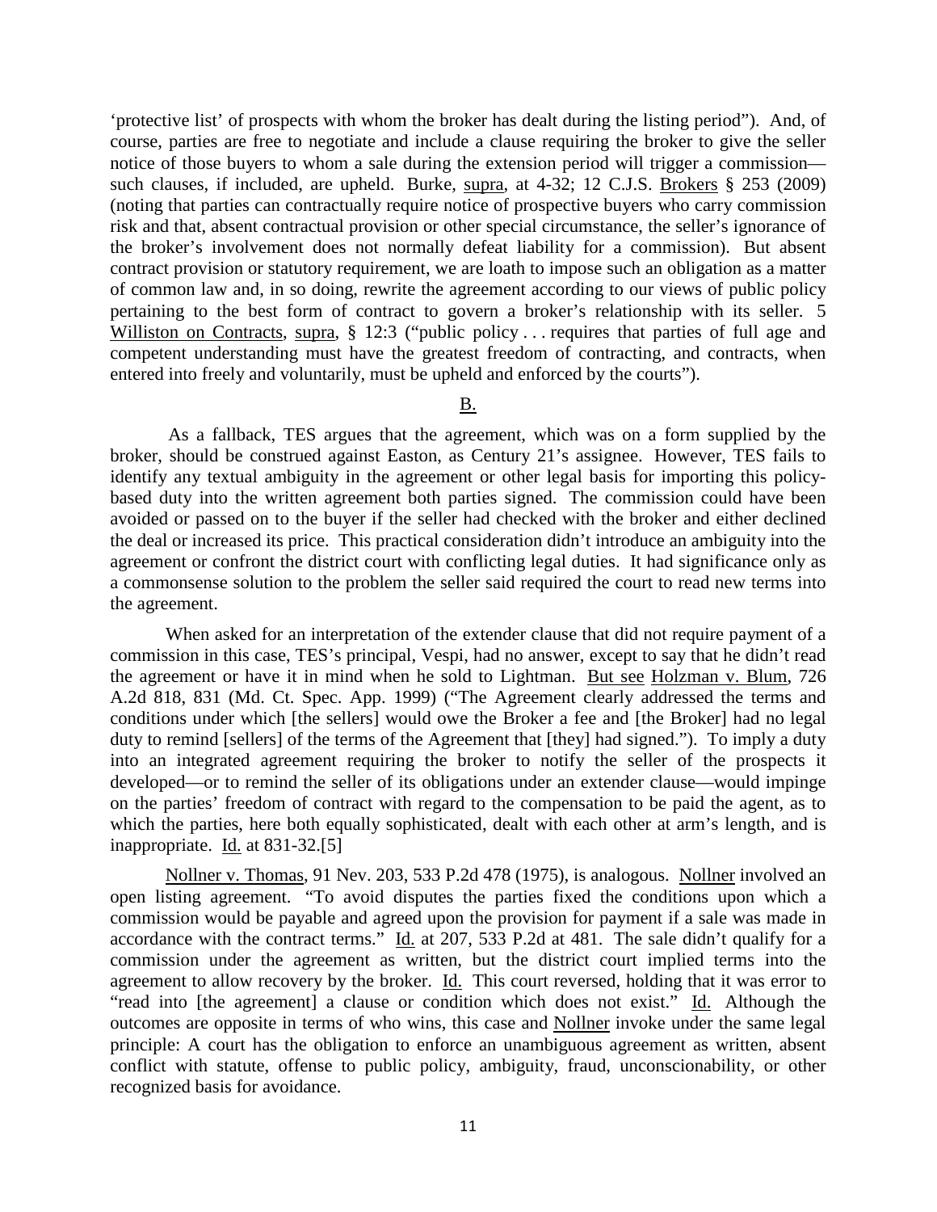'protective list' of prospects with whom the broker has dealt during the listing period"). And, of course, parties are free to negotiate and include a clause requiring the broker to give the seller notice of those buyers to whom a sale during the extension period will trigger a commission—such clauses, if included, are upheld. Burke, supra, at 4-32; 12 C.J.S. Brokers § 253 (2009) (noting that parties can contractually require notice of prospective buyers who carry commission risk and that, absent contractual provision or other special circumstance, the seller's ignorance of the broker's involvement does not normally defeat liability for a commission). But absent contract provision or statutory requirement, we are loath to impose such an obligation as a matter of common law and, in so doing, rewrite the agreement according to our views of public policy pertaining to the best form of contract to govern a broker's relationship with its seller. 5 Williston on Contracts, supra, § 12:3 ("public policy . . . requires that parties of full age and competent understanding must have the greatest freedom of contracting, and contracts, when entered into freely and voluntarily, must be upheld and enforced by the courts").

## B.

As a fallback, TES argues that the agreement, which was on a form supplied by the broker, should be construed against Easton, as Century 21's assignee. However, TES fails to identify any textual ambiguity in the agreement or other legal basis for importing this policy-based duty into the written agreement both parties signed. The commission could have been avoided or passed on to the buyer if the seller had checked with the broker and either declined the deal or increased its price. This practical consideration didn't introduce an ambiguity into the agreement or confront the district court with conflicting legal duties. It had significance only as a commonsense solution to the problem the seller said required the court to read new terms into the agreement.

When asked for an interpretation of the extender clause that did not require payment of a commission in this case, TES's principal, Vespi, had no answer, except to say that he didn't read the agreement or have it in mind when he sold to Lightman. But see Holzman v. Blum, 726 A.2d 818, 831 (Md. Ct. Spec. App. 1999) ("The Agreement clearly addressed the terms and conditions under which [the sellers] would owe the Broker a fee and [the Broker] had no legal duty to remind [sellers] of the terms of the Agreement that [they] had signed."). To imply a duty into an integrated agreement requiring the broker to notify the seller of the prospects it developed—or to remind the seller of its obligations under an extender clause—would impinge on the parties' freedom of contract with regard to the compensation to be paid the agent, as to which the parties, here both equally sophisticated, dealt with each other at arm's length, and is inappropriate. Id. at 831-32.[5]

Nollner v. Thomas, 91 Nev. 203, 533 P.2d 478 (1975), is analogous. Nollner involved an open listing agreement. "To avoid disputes the parties fixed the conditions upon which a commission would be payable and agreed upon the provision for payment if a sale was made in accordance with the contract terms." Id. at 207, 533 P.2d at 481. The sale didn't qualify for a commission under the agreement as written, but the district court implied terms into the agreement to allow recovery by the broker. Id. This court reversed, holding that it was error to "read into [the agreement] a clause or condition which does not exist." Id. Although the outcomes are opposite in terms of who wins, this case and Nollner invoke under the same legal principle: A court has the obligation to enforce an unambiguous agreement as written, absent conflict with statute, offense to public policy, ambiguity, fraud, unconscionability, or other recognized basis for avoidance.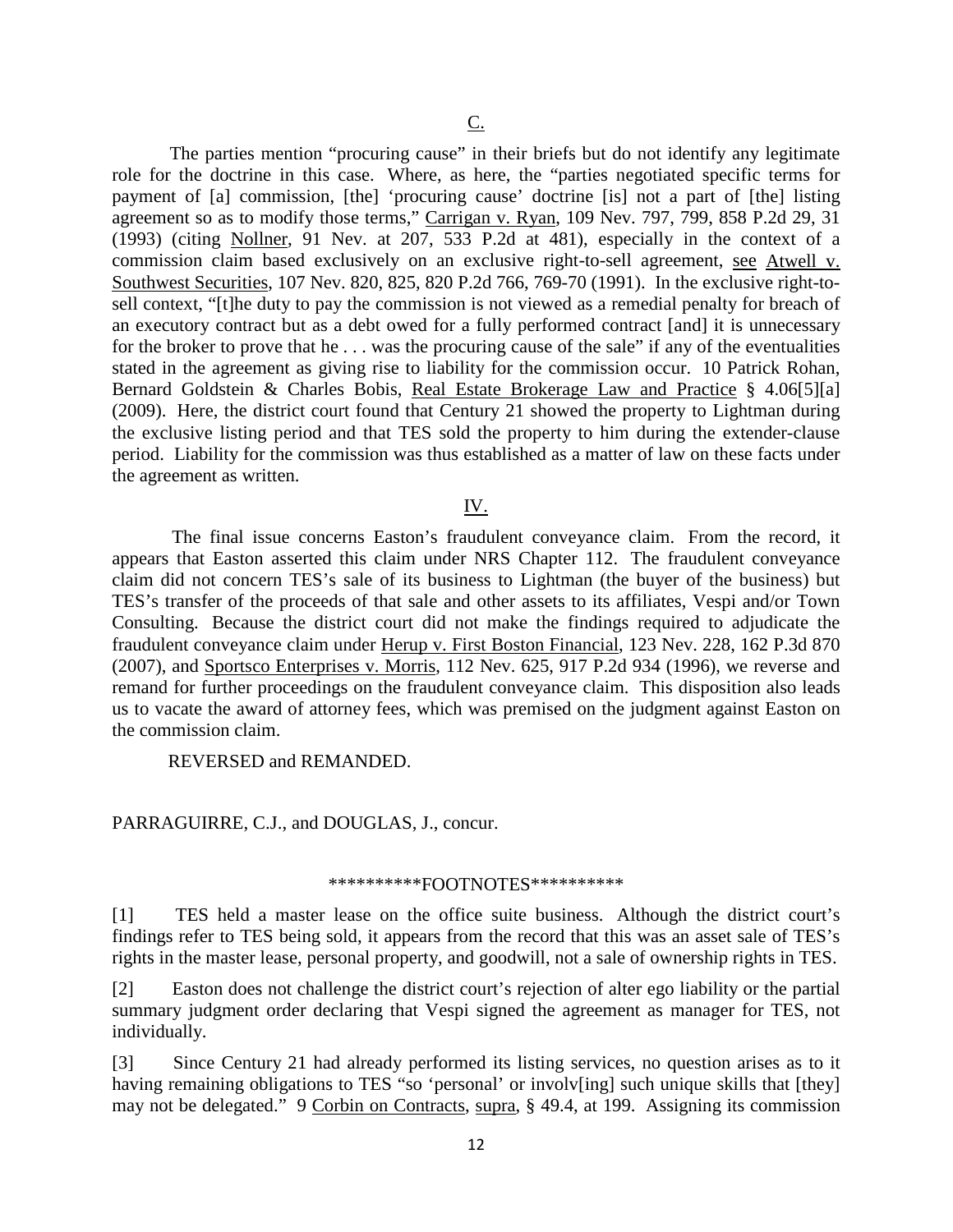## C.

The parties mention "procuring cause" in their briefs but do not identify any legitimate role for the doctrine in this case. Where, as here, the "parties negotiated specific terms for payment of [a] commission, [the] 'procuring cause' doctrine [is] not a part of [the] listing agreement so as to modify those terms," Carrigan v. Ryan, 109 Nev. 797, 799, 858 P.2d 29, 31 (1993) (citing Nollner, 91 Nev. at 207, 533 P.2d at 481), especially in the context of a commission claim based exclusively on an exclusive right-to-sell agreement, see Atwell v. Southwest Securities, 107 Nev. 820, 825, 820 P.2d 766, 769-70 (1991). In the exclusive right-to-sell context, "[t]he duty to pay the commission is not viewed as a remedial penalty for breach of an executory contract but as a debt owed for a fully performed contract [and] it is unnecessary for the broker to prove that he . . . was the procuring cause of the sale" if any of the eventualities stated in the agreement as giving rise to liability for the commission occur. 10 Patrick Rohan, Bernard Goldstein & Charles Bobis, Real Estate Brokerage Law and Practice § 4.06[5][a] (2009). Here, the district court found that Century 21 showed the property to Lightman during the exclusive listing period and that TES sold the property to him during the extender-clause period. Liability for the commission was thus established as a matter of law on these facts under the agreement as written.

## IV.

The final issue concerns Easton's fraudulent conveyance claim. From the record, it appears that Easton asserted this claim under NRS Chapter 112. The fraudulent conveyance claim did not concern TES's sale of its business to Lightman (the buyer of the business) but TES's transfer of the proceeds of that sale and other assets to its affiliates, Vespi and/or Town Consulting. Because the district court did not make the findings required to adjudicate the fraudulent conveyance claim under Herup v. First Boston Financial, 123 Nev. 228, 162 P.3d 870 (2007), and Sportsco Enterprises v. Morris, 112 Nev. 625, 917 P.2d 934 (1996), we reverse and remand for further proceedings on the fraudulent conveyance claim. This disposition also leads us to vacate the award of attorney fees, which was premised on the judgment against Easton on the commission claim.

REVERSED and REMANDED.

PARRAGUIRRE, C.J., and DOUGLAS, J., concur.

**********FOOTNOTES**********

[1] TES held a master lease on the office suite business. Although the district court's findings refer to TES being sold, it appears from the record that this was an asset sale of TES's rights in the master lease, personal property, and goodwill, not a sale of ownership rights in TES.

[2] Easton does not challenge the district court's rejection of alter ego liability or the partial summary judgment order declaring that Vespi signed the agreement as manager for TES, not individually.

[3] Since Century 21 had already performed its listing services, no question arises as to it having remaining obligations to TES "so 'personal' or involv[ing] such unique skills that [they] may not be delegated." 9 Corbin on Contracts, supra, § 49.4, at 199. Assigning its commission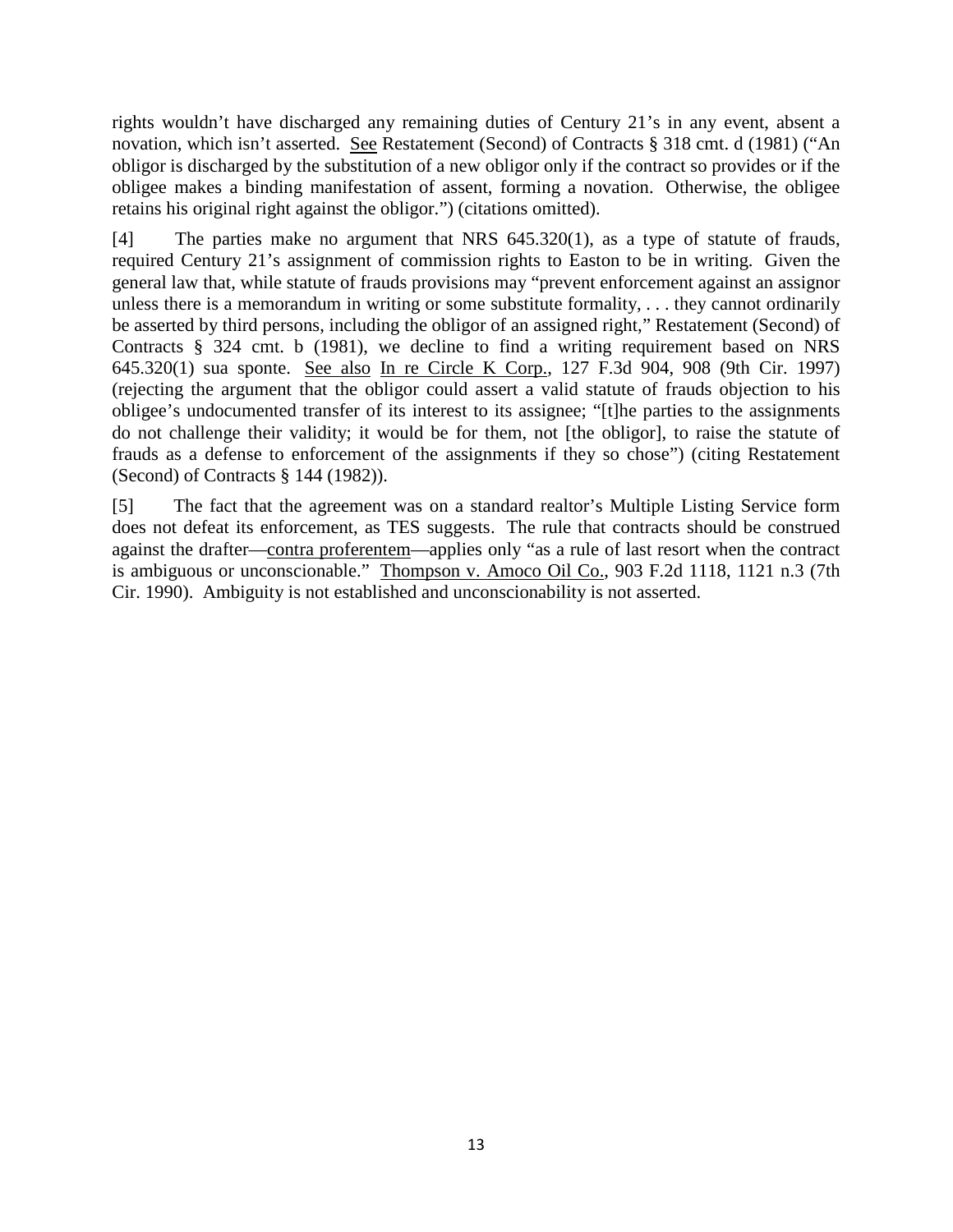rights wouldn't have discharged any remaining duties of Century 21's in any event, absent a novation, which isn't asserted. See Restatement (Second) of Contracts § 318 cmt. d (1981) ("An obligor is discharged by the substitution of a new obligor only if the contract so provides or if the obligee makes a binding manifestation of assent, forming a novation. Otherwise, the obligee retains his original right against the obligor.") (citations omitted).

[4] The parties make no argument that NRS 645.320(1), as a type of statute of frauds, required Century 21's assignment of commission rights to Easton to be in writing. Given the general law that, while statute of frauds provisions may "prevent enforcement against an assignor unless there is a memorandum in writing or some substitute formality, . . . they cannot ordinarily be asserted by third persons, including the obligor of an assigned right," Restatement (Second) of Contracts § 324 cmt. b (1981), we decline to find a writing requirement based on NRS 645.320(1) sua sponte. See also In re Circle K Corp., 127 F.3d 904, 908 (9th Cir. 1997) (rejecting the argument that the obligor could assert a valid statute of frauds objection to his obligee's undocumented transfer of its interest to its assignee; "[t]he parties to the assignments do not challenge their validity; it would be for them, not [the obligor], to raise the statute of frauds as a defense to enforcement of the assignments if they so chose") (citing Restatement (Second) of Contracts § 144 (1982)).

[5] The fact that the agreement was on a standard realtor's Multiple Listing Service form does not defeat its enforcement, as TES suggests. The rule that contracts should be construed against the drafter—contra proferentem—applies only "as a rule of last resort when the contract is ambiguous or unconscionable." Thompson v. Amoco Oil Co., 903 F.2d 1118, 1121 n.3 (7th Cir. 1990). Ambiguity is not established and unconscionability is not asserted.